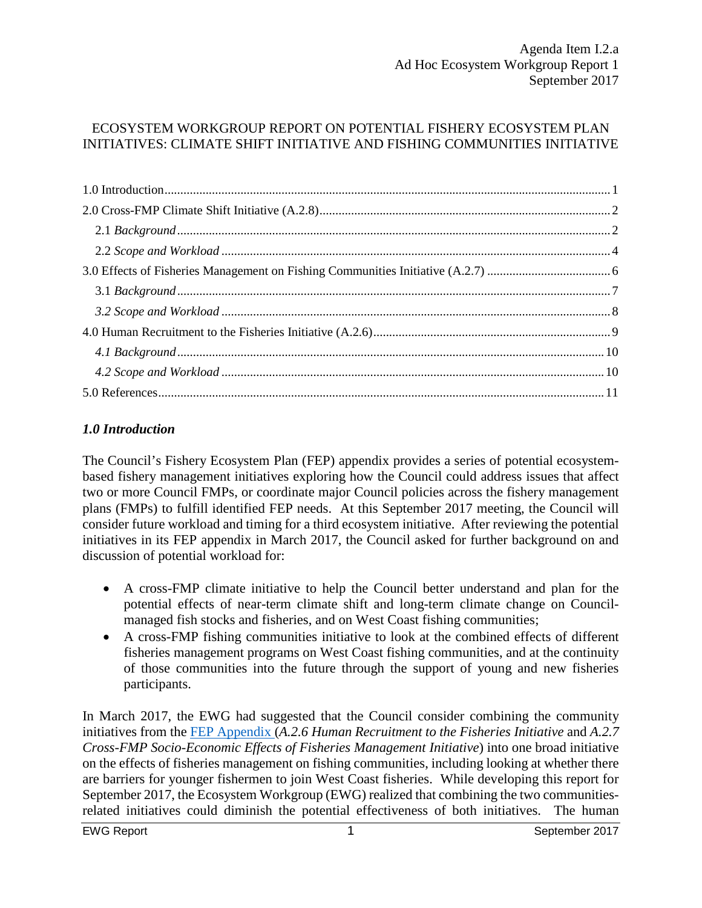Agenda Item I.2.a
Ad Hoc Ecosystem Workgroup Report 1
September 2017

# ECOSYSTEM WORKGROUP REPORT ON POTENTIAL FISHERY ECOSYSTEM PLAN INITIATIVES: CLIMATE SHIFT INITIATIVE AND FISHING COMMUNITIES INITIATIVE

1.0 Introduction ..... 1
2.0 Cross-FMP Climate Shift Initiative (A.2.8) ..... 2
- 2.1 *Background* ..... 2
- 2.2 *Scope and Workload* ..... 4

3.0 Effects of Fisheries Management on Fishing Communities Initiative (A.2.7) ..... 6
- 3.1 *Background* ..... 7
- *3.2 Scope and Workload* ..... 8

4.0 Human Recruitment to the Fisheries Initiative (A.2.6) ..... 9
- *4.1 Background* ..... 10
- *4.2 Scope and Workload* ..... 10

5.0 References ..... 11

## *1.0 Introduction*

The Council's Fishery Ecosystem Plan (FEP) appendix provides a series of potential ecosystem-based fishery management initiatives exploring how the Council could address issues that affect two or more Council FMPs, or coordinate major Council policies across the fishery management plans (FMPs) to fulfill identified FEP needs. At this September 2017 meeting, the Council will consider future workload and timing for a third ecosystem initiative. After reviewing the potential initiatives in its FEP appendix in March 2017, the Council asked for further background on and discussion of potential workload for:

- A cross-FMP climate initiative to help the Council better understand and plan for the potential effects of near-term climate shift and long-term climate change on Council-managed fish stocks and fisheries, and on West Coast fishing communities;
- A cross-FMP fishing communities initiative to look at the combined effects of different fisheries management programs on West Coast fishing communities, and at the continuity of those communities into the future through the support of young and new fisheries participants.

In March 2017, the EWG had suggested that the Council consider combining the community initiatives from the FEP Appendix (*A.2.6 Human Recruitment to the Fisheries Initiative* and *A.2.7 Cross-FMP Socio-Economic Effects of Fisheries Management Initiative*) into one broad initiative on the effects of fisheries management on fishing communities, including looking at whether there are barriers for younger fishermen to join West Coast fisheries. While developing this report for September 2017, the Ecosystem Workgroup (EWG) realized that combining the two communities-related initiatives could diminish the potential effectiveness of both initiatives. The human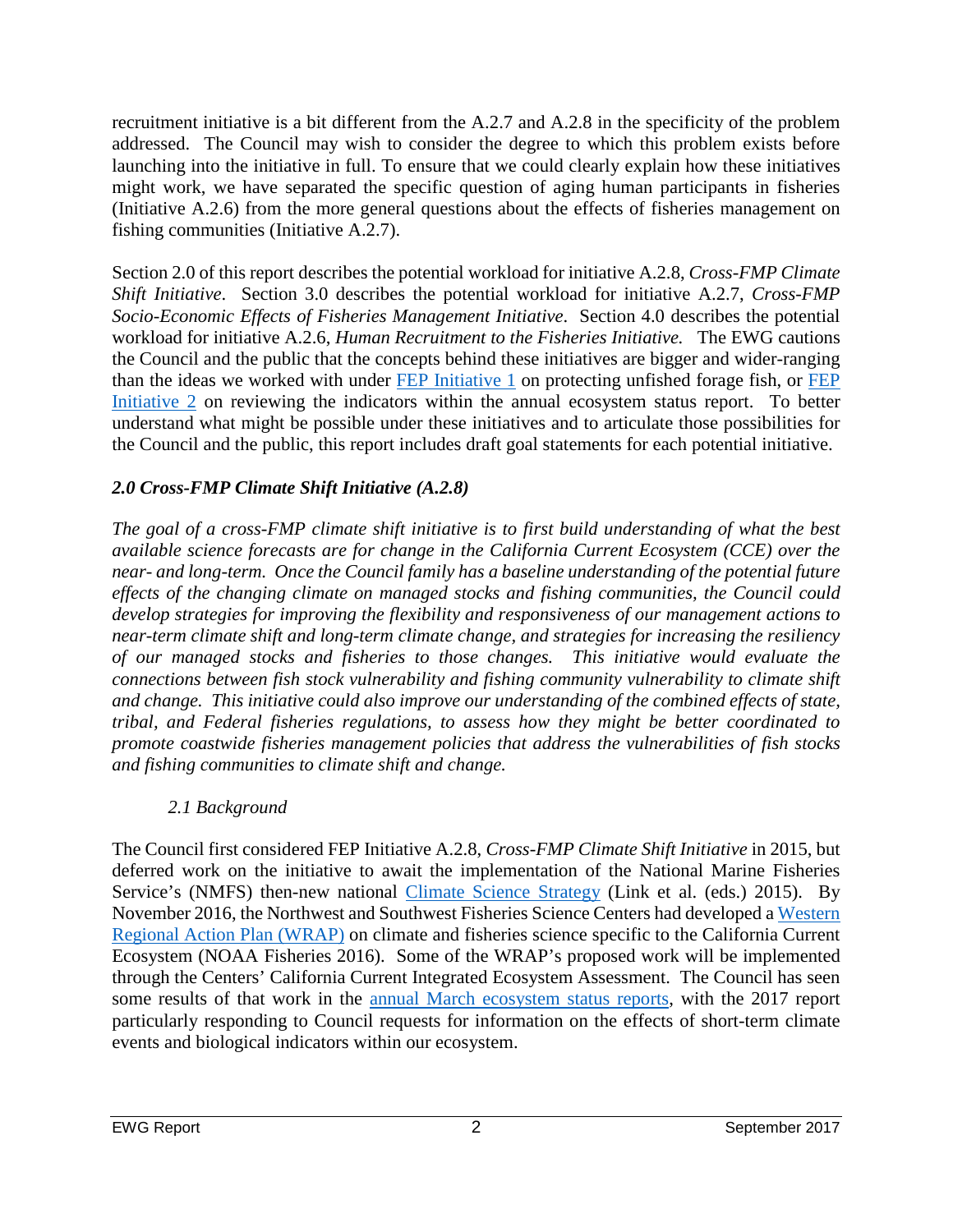recruitment initiative is a bit different from the A.2.7 and A.2.8 in the specificity of the problem addressed. The Council may wish to consider the degree to which this problem exists before launching into the initiative in full. To ensure that we could clearly explain how these initiatives might work, we have separated the specific question of aging human participants in fisheries (Initiative A.2.6) from the more general questions about the effects of fisheries management on fishing communities (Initiative A.2.7).

Section 2.0 of this report describes the potential workload for initiative A.2.8, *Cross-FMP Climate Shift Initiative*. Section 3.0 describes the potential workload for initiative A.2.7, *Cross-FMP Socio-Economic Effects of Fisheries Management Initiative*. Section 4.0 describes the potential workload for initiative A.2.6, *Human Recruitment to the Fisheries Initiative.* The EWG cautions the Council and the public that the concepts behind these initiatives are bigger and wider-ranging than the ideas we worked with under FEP Initiative 1 on protecting unfished forage fish, or FEP Initiative 2 on reviewing the indicators within the annual ecosystem status report. To better understand what might be possible under these initiatives and to articulate those possibilities for the Council and the public, this report includes draft goal statements for each potential initiative.

## *2.0 Cross-FMP Climate Shift Initiative (A.2.8)*

*The goal of a cross-FMP climate shift initiative is to first build understanding of what the best available science forecasts are for change in the California Current Ecosystem (CCE) over the near- and long-term. Once the Council family has a baseline understanding of the potential future effects of the changing climate on managed stocks and fishing communities, the Council could develop strategies for improving the flexibility and responsiveness of our management actions to near-term climate shift and long-term climate change, and strategies for increasing the resiliency of our managed stocks and fisheries to those changes. This initiative would evaluate the connections between fish stock vulnerability and fishing community vulnerability to climate shift and change. This initiative could also improve our understanding of the combined effects of state, tribal, and Federal fisheries regulations, to assess how they might be better coordinated to promote coastwide fisheries management policies that address the vulnerabilities of fish stocks and fishing communities to climate shift and change.*

### *2.1 Background*

The Council first considered FEP Initiative A.2.8, *Cross-FMP Climate Shift Initiative* in 2015, but deferred work on the initiative to await the implementation of the National Marine Fisheries Service's (NMFS) then-new national Climate Science Strategy (Link et al. (eds.) 2015). By November 2016, the Northwest and Southwest Fisheries Science Centers had developed a Western Regional Action Plan (WRAP) on climate and fisheries science specific to the California Current Ecosystem (NOAA Fisheries 2016). Some of the WRAP's proposed work will be implemented through the Centers' California Current Integrated Ecosystem Assessment. The Council has seen some results of that work in the annual March ecosystem status reports, with the 2017 report particularly responding to Council requests for information on the effects of short-term climate events and biological indicators within our ecosystem.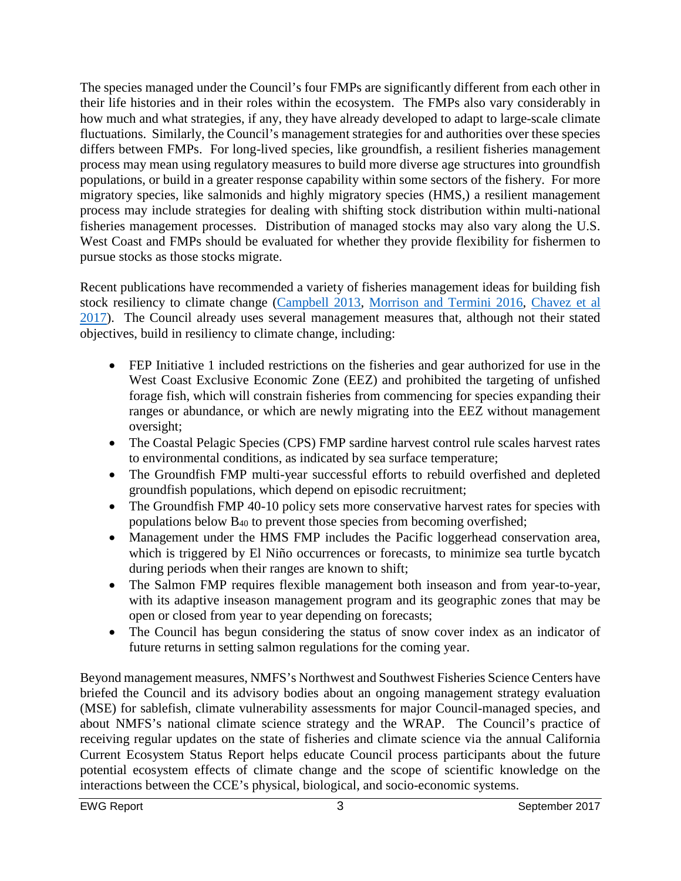The species managed under the Council's four FMPs are significantly different from each other in their life histories and in their roles within the ecosystem. The FMPs also vary considerably in how much and what strategies, if any, they have already developed to adapt to large-scale climate fluctuations. Similarly, the Council's management strategies for and authorities over these species differs between FMPs. For long-lived species, like groundfish, a resilient fisheries management process may mean using regulatory measures to build more diverse age structures into groundfish populations, or build in a greater response capability within some sectors of the fishery. For more migratory species, like salmonids and highly migratory species (HMS,) a resilient management process may include strategies for dealing with shifting stock distribution within multi-national fisheries management processes. Distribution of managed stocks may also vary along the U.S. West Coast and FMPs should be evaluated for whether they provide flexibility for fishermen to pursue stocks as those stocks migrate.

Recent publications have recommended a variety of fisheries management ideas for building fish stock resiliency to climate change (Campbell 2013, Morrison and Termini 2016, Chavez et al 2017). The Council already uses several management measures that, although not their stated objectives, build in resiliency to climate change, including:

- FEP Initiative 1 included restrictions on the fisheries and gear authorized for use in the West Coast Exclusive Economic Zone (EEZ) and prohibited the targeting of unfished forage fish, which will constrain fisheries from commencing for species expanding their ranges or abundance, or which are newly migrating into the EEZ without management oversight;
- The Coastal Pelagic Species (CPS) FMP sardine harvest control rule scales harvest rates to environmental conditions, as indicated by sea surface temperature;
- The Groundfish FMP multi-year successful efforts to rebuild overfished and depleted groundfish populations, which depend on episodic recruitment;
- The Groundfish FMP 40-10 policy sets more conservative harvest rates for species with populations below $B_{40}$ to prevent those species from becoming overfished;
- Management under the HMS FMP includes the Pacific loggerhead conservation area, which is triggered by El Niño occurrences or forecasts, to minimize sea turtle bycatch during periods when their ranges are known to shift;
- The Salmon FMP requires flexible management both inseason and from year-to-year, with its adaptive inseason management program and its geographic zones that may be open or closed from year to year depending on forecasts;
- The Council has begun considering the status of snow cover index as an indicator of future returns in setting salmon regulations for the coming year.

Beyond management measures, NMFS's Northwest and Southwest Fisheries Science Centers have briefed the Council and its advisory bodies about an ongoing management strategy evaluation (MSE) for sablefish, climate vulnerability assessments for major Council-managed species, and about NMFS's national climate science strategy and the WRAP. The Council's practice of receiving regular updates on the state of fisheries and climate science via the annual California Current Ecosystem Status Report helps educate Council process participants about the future potential ecosystem effects of climate change and the scope of scientific knowledge on the interactions between the CCE's physical, biological, and socio-economic systems.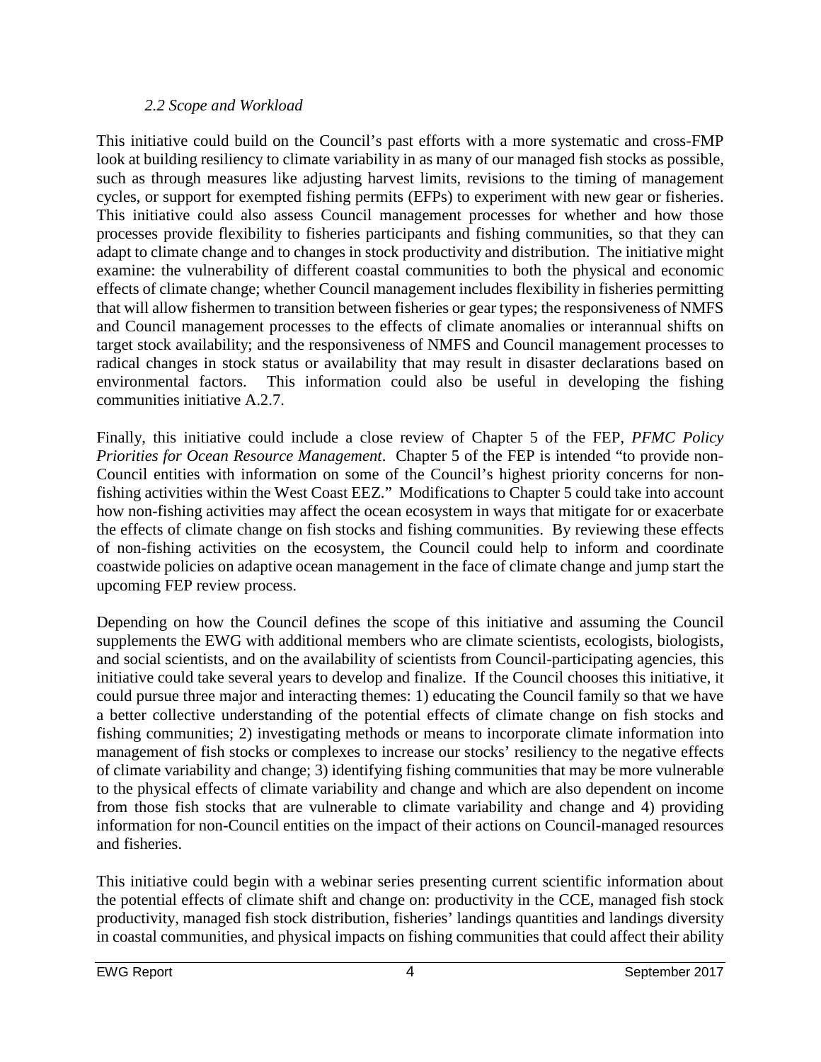### *2.2 Scope and Workload*

This initiative could build on the Council's past efforts with a more systematic and cross-FMP look at building resiliency to climate variability in as many of our managed fish stocks as possible, such as through measures like adjusting harvest limits, revisions to the timing of management cycles, or support for exempted fishing permits (EFPs) to experiment with new gear or fisheries. This initiative could also assess Council management processes for whether and how those processes provide flexibility to fisheries participants and fishing communities, so that they can adapt to climate change and to changes in stock productivity and distribution. The initiative might examine: the vulnerability of different coastal communities to both the physical and economic effects of climate change; whether Council management includes flexibility in fisheries permitting that will allow fishermen to transition between fisheries or gear types; the responsiveness of NMFS and Council management processes to the effects of climate anomalies or interannual shifts on target stock availability; and the responsiveness of NMFS and Council management processes to radical changes in stock status or availability that may result in disaster declarations based on environmental factors. This information could also be useful in developing the fishing communities initiative A.2.7.

Finally, this initiative could include a close review of Chapter 5 of the FEP, *PFMC Policy Priorities for Ocean Resource Management*. Chapter 5 of the FEP is intended "to provide non-Council entities with information on some of the Council's highest priority concerns for non-fishing activities within the West Coast EEZ." Modifications to Chapter 5 could take into account how non-fishing activities may affect the ocean ecosystem in ways that mitigate for or exacerbate the effects of climate change on fish stocks and fishing communities. By reviewing these effects of non-fishing activities on the ecosystem, the Council could help to inform and coordinate coastwide policies on adaptive ocean management in the face of climate change and jump start the upcoming FEP review process.

Depending on how the Council defines the scope of this initiative and assuming the Council supplements the EWG with additional members who are climate scientists, ecologists, biologists, and social scientists, and on the availability of scientists from Council-participating agencies, this initiative could take several years to develop and finalize. If the Council chooses this initiative, it could pursue three major and interacting themes: 1) educating the Council family so that we have a better collective understanding of the potential effects of climate change on fish stocks and fishing communities; 2) investigating methods or means to incorporate climate information into management of fish stocks or complexes to increase our stocks' resiliency to the negative effects of climate variability and change; 3) identifying fishing communities that may be more vulnerable to the physical effects of climate variability and change and which are also dependent on income from those fish stocks that are vulnerable to climate variability and change and 4) providing information for non-Council entities on the impact of their actions on Council-managed resources and fisheries.

This initiative could begin with a webinar series presenting current scientific information about the potential effects of climate shift and change on: productivity in the CCE, managed fish stock productivity, managed fish stock distribution, fisheries' landings quantities and landings diversity in coastal communities, and physical impacts on fishing communities that could affect their ability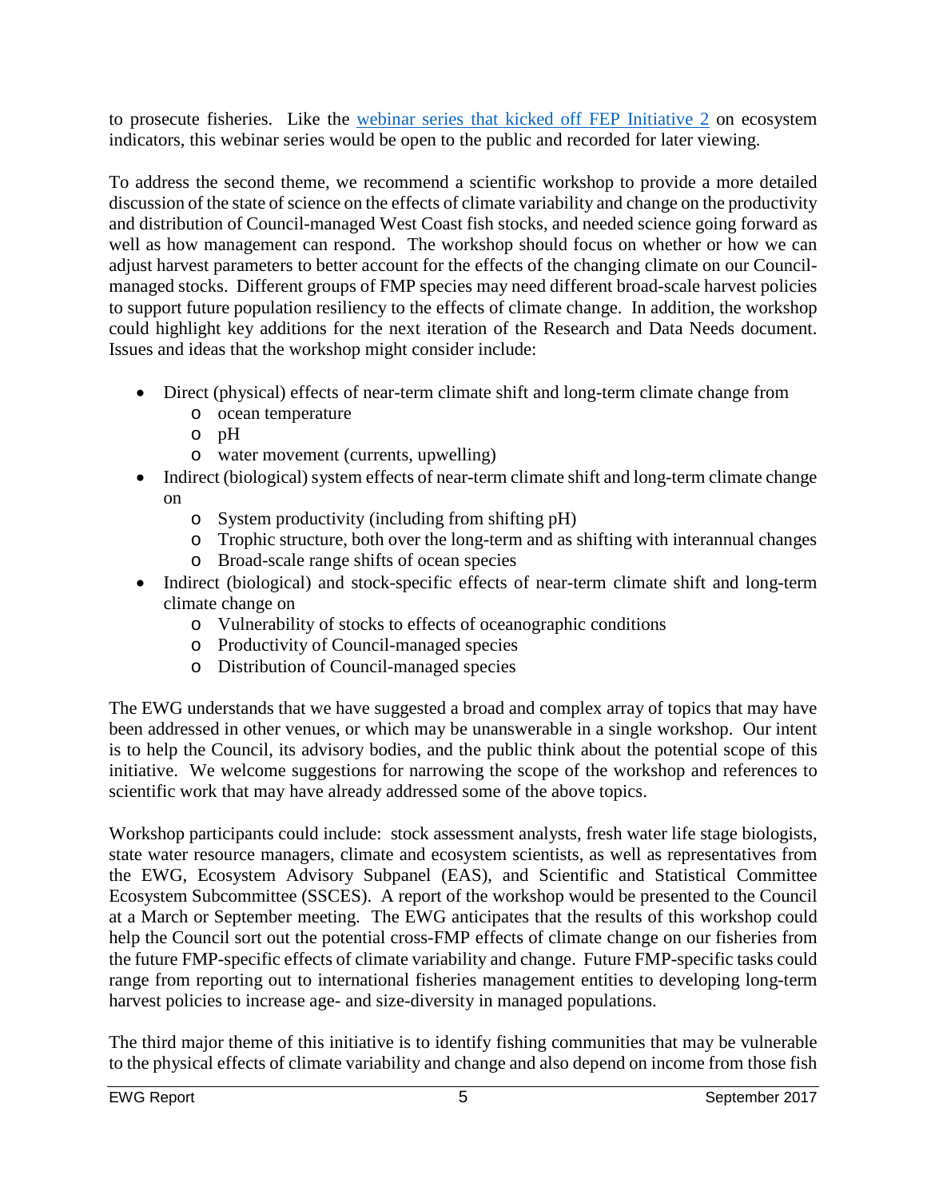to prosecute fisheries. Like the [webinar series that kicked off FEP Initiative 2](#) on ecosystem indicators, this webinar series would be open to the public and recorded for later viewing.

To address the second theme, we recommend a scientific workshop to provide a more detailed discussion of the state of science on the effects of climate variability and change on the productivity and distribution of Council-managed West Coast fish stocks, and needed science going forward as well as how management can respond. The workshop should focus on whether or how we can adjust harvest parameters to better account for the effects of the changing climate on our Council-managed stocks. Different groups of FMP species may need different broad-scale harvest policies to support future population resiliency to the effects of climate change. In addition, the workshop could highlight key additions for the next iteration of the Research and Data Needs document. Issues and ideas that the workshop might consider include:

- Direct (physical) effects of near-term climate shift and long-term climate change from
    - ocean temperature
    - pH
    - water movement (currents, upwelling)
- Indirect (biological) system effects of near-term climate shift and long-term climate change on
    - System productivity (including from shifting pH)
    - Trophic structure, both over the long-term and as shifting with interannual changes
    - Broad-scale range shifts of ocean species
- Indirect (biological) and stock-specific effects of near-term climate shift and long-term climate change on
    - Vulnerability of stocks to effects of oceanographic conditions
    - Productivity of Council-managed species
    - Distribution of Council-managed species

The EWG understands that we have suggested a broad and complex array of topics that may have been addressed in other venues, or which may be unanswerable in a single workshop. Our intent is to help the Council, its advisory bodies, and the public think about the potential scope of this initiative. We welcome suggestions for narrowing the scope of the workshop and references to scientific work that may have already addressed some of the above topics.

Workshop participants could include: stock assessment analysts, fresh water life stage biologists, state water resource managers, climate and ecosystem scientists, as well as representatives from the EWG, Ecosystem Advisory Subpanel (EAS), and Scientific and Statistical Committee Ecosystem Subcommittee (SSCES). A report of the workshop would be presented to the Council at a March or September meeting. The EWG anticipates that the results of this workshop could help the Council sort out the potential cross-FMP effects of climate change on our fisheries from the future FMP-specific effects of climate variability and change. Future FMP-specific tasks could range from reporting out to international fisheries management entities to developing long-term harvest policies to increase age- and size-diversity in managed populations.

The third major theme of this initiative is to identify fishing communities that may be vulnerable to the physical effects of climate variability and change and also depend on income from those fish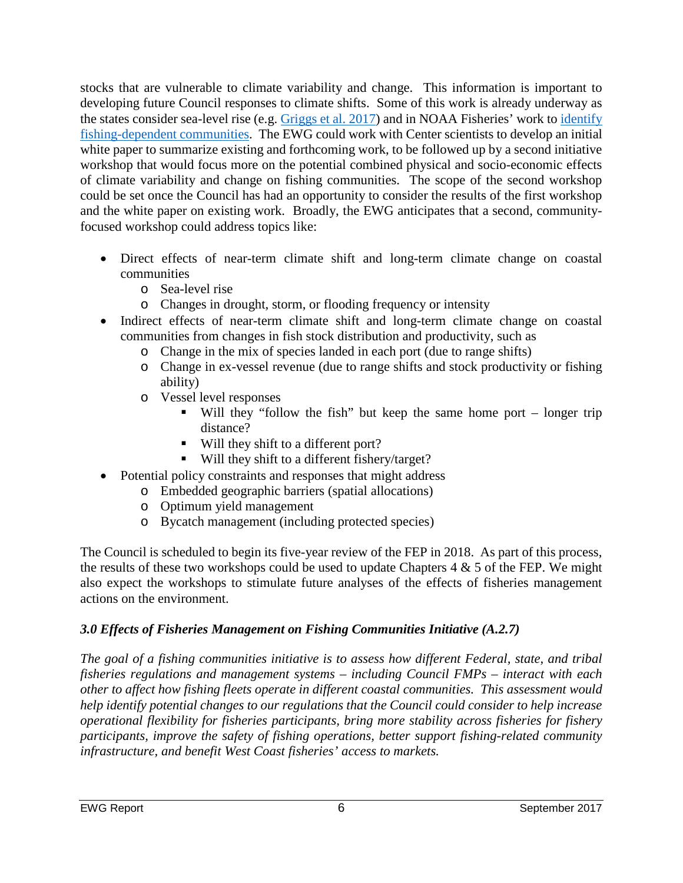stocks that are vulnerable to climate variability and change. This information is important to developing future Council responses to climate shifts. Some of this work is already underway as the states consider sea-level rise (e.g. [Griggs et al. 2017]) and in NOAA Fisheries' work to [identify fishing-dependent communities]. The EWG could work with Center scientists to develop an initial white paper to summarize existing and forthcoming work, to be followed up by a second initiative workshop that would focus more on the potential combined physical and socio-economic effects of climate variability and change on fishing communities. The scope of the second workshop could be set once the Council has had an opportunity to consider the results of the first workshop and the white paper on existing work. Broadly, the EWG anticipates that a second, community-focused workshop could address topics like:

- Direct effects of near-term climate shift and long-term climate change on coastal communities
  - Sea-level rise
  - Changes in drought, storm, or flooding frequency or intensity
- Indirect effects of near-term climate shift and long-term climate change on coastal communities from changes in fish stock distribution and productivity, such as
  - Change in the mix of species landed in each port (due to range shifts)
  - Change in ex-vessel revenue (due to range shifts and stock productivity or fishing ability)
  - Vessel level responses
    - Will they "follow the fish" but keep the same home port – longer trip distance?
    - Will they shift to a different port?
    - Will they shift to a different fishery/target?
- Potential policy constraints and responses that might address
  - Embedded geographic barriers (spatial allocations)
  - Optimum yield management
  - Bycatch management (including protected species)

The Council is scheduled to begin its five-year review of the FEP in 2018. As part of this process, the results of these two workshops could be used to update Chapters 4 & 5 of the FEP. We might also expect the workshops to stimulate future analyses of the effects of fisheries management actions on the environment.

### *3.0 Effects of Fisheries Management on Fishing Communities Initiative (A.2.7)*

*The goal of a fishing communities initiative is to assess how different Federal, state, and tribal fisheries regulations and management systems – including Council FMPs – interact with each other to affect how fishing fleets operate in different coastal communities. This assessment would help identify potential changes to our regulations that the Council could consider to help increase operational flexibility for fisheries participants, bring more stability across fisheries for fishery participants, improve the safety of fishing operations, better support fishing-related community infrastructure, and benefit West Coast fisheries' access to markets.*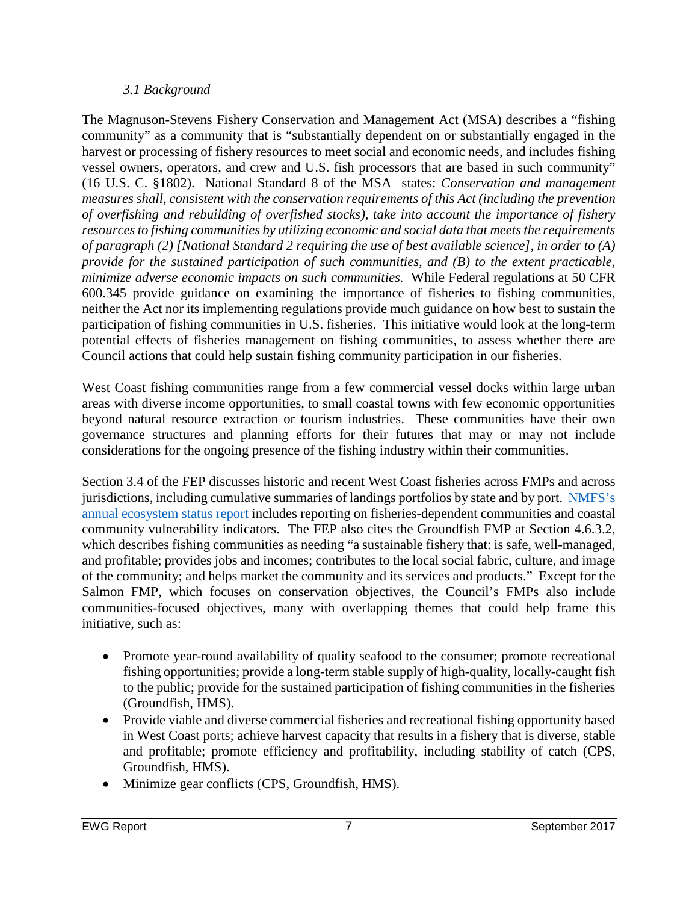### *3.1 Background*

The Magnuson-Stevens Fishery Conservation and Management Act (MSA) describes a "fishing community" as a community that is "substantially dependent on or substantially engaged in the harvest or processing of fishery resources to meet social and economic needs, and includes fishing vessel owners, operators, and crew and U.S. fish processors that are based in such community" (16 U.S. C. §1802). National Standard 8 of the MSA states: *Conservation and management measures shall, consistent with the conservation requirements of this Act (including the prevention of overfishing and rebuilding of overfished stocks), take into account the importance of fishery resources to fishing communities by utilizing economic and social data that meets the requirements of paragraph (2) [National Standard 2 requiring the use of best available science], in order to (A) provide for the sustained participation of such communities, and (B) to the extent practicable, minimize adverse economic impacts on such communities.* While Federal regulations at 50 CFR 600.345 provide guidance on examining the importance of fisheries to fishing communities, neither the Act nor its implementing regulations provide much guidance on how best to sustain the participation of fishing communities in U.S. fisheries. This initiative would look at the long-term potential effects of fisheries management on fishing communities, to assess whether there are Council actions that could help sustain fishing community participation in our fisheries.

West Coast fishing communities range from a few commercial vessel docks within large urban areas with diverse income opportunities, to small coastal towns with few economic opportunities beyond natural resource extraction or tourism industries. These communities have their own governance structures and planning efforts for their futures that may or may not include considerations for the ongoing presence of the fishing industry within their communities.

Section 3.4 of the FEP discusses historic and recent West Coast fisheries across FMPs and across jurisdictions, including cumulative summaries of landings portfolios by state and by port. NMFS's annual ecosystem status report includes reporting on fisheries-dependent communities and coastal community vulnerability indicators. The FEP also cites the Groundfish FMP at Section 4.6.3.2, which describes fishing communities as needing "a sustainable fishery that: is safe, well-managed, and profitable; provides jobs and incomes; contributes to the local social fabric, culture, and image of the community; and helps market the community and its services and products." Except for the Salmon FMP, which focuses on conservation objectives, the Council's FMPs also include communities-focused objectives, many with overlapping themes that could help frame this initiative, such as:

- Promote year-round availability of quality seafood to the consumer; promote recreational fishing opportunities; provide a long-term stable supply of high-quality, locally-caught fish to the public; provide for the sustained participation of fishing communities in the fisheries (Groundfish, HMS).
- Provide viable and diverse commercial fisheries and recreational fishing opportunity based in West Coast ports; achieve harvest capacity that results in a fishery that is diverse, stable and profitable; promote efficiency and profitability, including stability of catch (CPS, Groundfish, HMS).
- Minimize gear conflicts (CPS, Groundfish, HMS).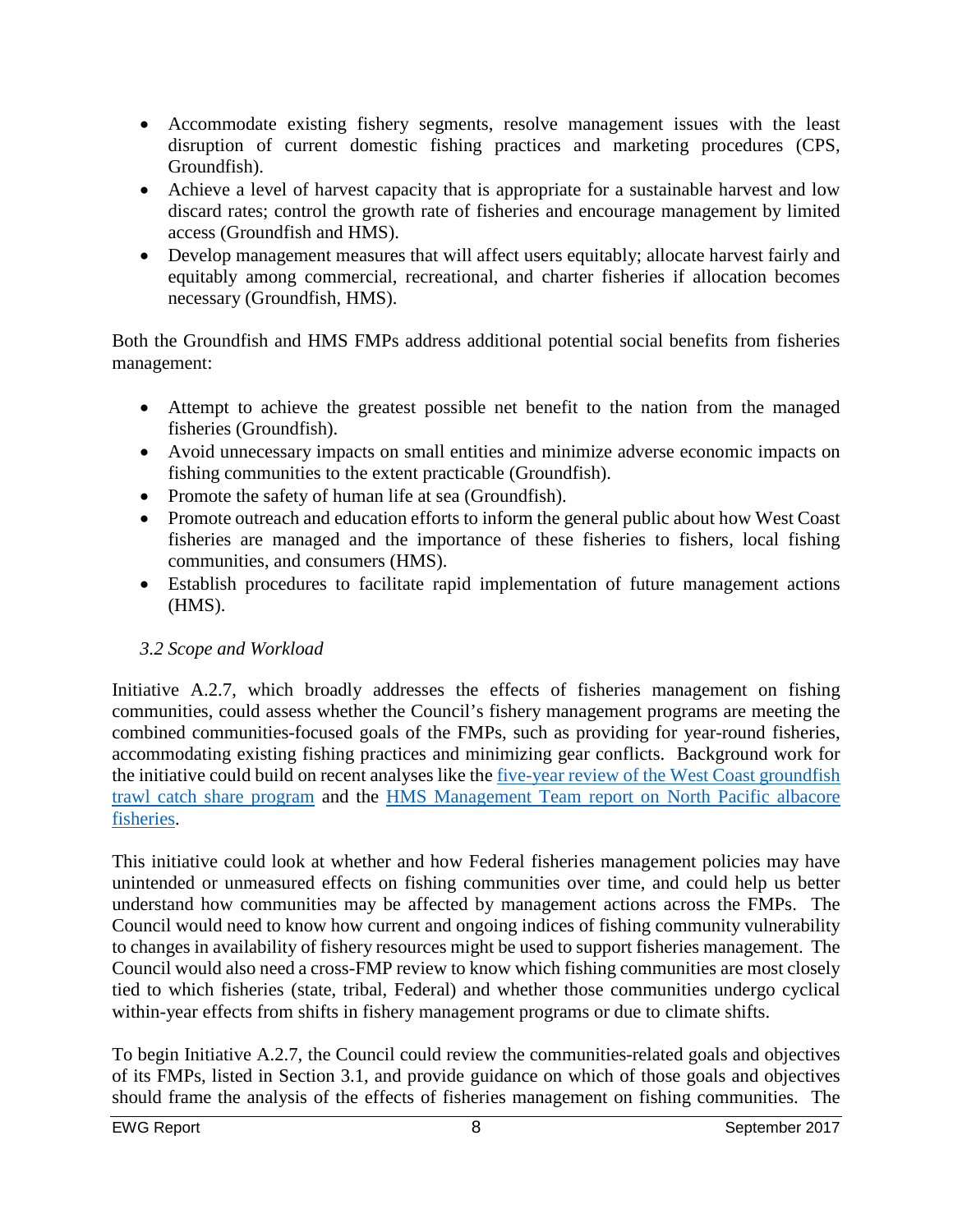- Accommodate existing fishery segments, resolve management issues with the least disruption of current domestic fishing practices and marketing procedures (CPS, Groundfish).
- Achieve a level of harvest capacity that is appropriate for a sustainable harvest and low discard rates; control the growth rate of fisheries and encourage management by limited access (Groundfish and HMS).
- Develop management measures that will affect users equitably; allocate harvest fairly and equitably among commercial, recreational, and charter fisheries if allocation becomes necessary (Groundfish, HMS).

Both the Groundfish and HMS FMPs address additional potential social benefits from fisheries management:

- Attempt to achieve the greatest possible net benefit to the nation from the managed fisheries (Groundfish).
- Avoid unnecessary impacts on small entities and minimize adverse economic impacts on fishing communities to the extent practicable (Groundfish).
- Promote the safety of human life at sea (Groundfish).
- Promote outreach and education efforts to inform the general public about how West Coast fisheries are managed and the importance of these fisheries to fishers, local fishing communities, and consumers (HMS).
- Establish procedures to facilitate rapid implementation of future management actions (HMS).

### *3.2 Scope and Workload*

Initiative A.2.7, which broadly addresses the effects of fisheries management on fishing communities, could assess whether the Council's fishery management programs are meeting the combined communities-focused goals of the FMPs, such as providing for year-round fisheries, accommodating existing fishing practices and minimizing gear conflicts. Background work for the initiative could build on recent analyses like the five-year review of the West Coast groundfish trawl catch share program and the HMS Management Team report on North Pacific albacore fisheries.

This initiative could look at whether and how Federal fisheries management policies may have unintended or unmeasured effects on fishing communities over time, and could help us better understand how communities may be affected by management actions across the FMPs. The Council would need to know how current and ongoing indices of fishing community vulnerability to changes in availability of fishery resources might be used to support fisheries management. The Council would also need a cross-FMP review to know which fishing communities are most closely tied to which fisheries (state, tribal, Federal) and whether those communities undergo cyclical within-year effects from shifts in fishery management programs or due to climate shifts.

To begin Initiative A.2.7, the Council could review the communities-related goals and objectives of its FMPs, listed in Section 3.1, and provide guidance on which of those goals and objectives should frame the analysis of the effects of fisheries management on fishing communities. The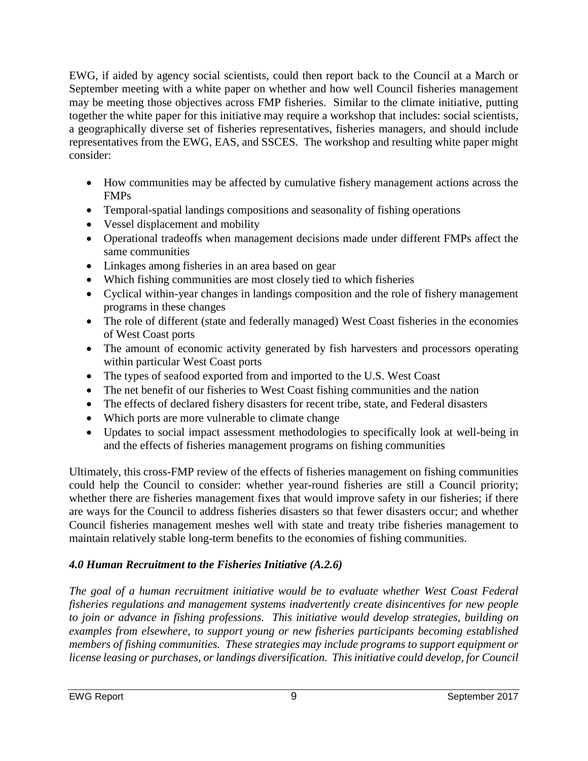EWG, if aided by agency social scientists, could then report back to the Council at a March or September meeting with a white paper on whether and how well Council fisheries management may be meeting those objectives across FMP fisheries. Similar to the climate initiative, putting together the white paper for this initiative may require a workshop that includes: social scientists, a geographically diverse set of fisheries representatives, fisheries managers, and should include representatives from the EWG, EAS, and SSCES. The workshop and resulting white paper might consider:

- How communities may be affected by cumulative fishery management actions across the FMPs
- Temporal-spatial landings compositions and seasonality of fishing operations
- Vessel displacement and mobility
- Operational tradeoffs when management decisions made under different FMPs affect the same communities
- Linkages among fisheries in an area based on gear
- Which fishing communities are most closely tied to which fisheries
- Cyclical within-year changes in landings composition and the role of fishery management programs in these changes
- The role of different (state and federally managed) West Coast fisheries in the economies of West Coast ports
- The amount of economic activity generated by fish harvesters and processors operating within particular West Coast ports
- The types of seafood exported from and imported to the U.S. West Coast
- The net benefit of our fisheries to West Coast fishing communities and the nation
- The effects of declared fishery disasters for recent tribe, state, and Federal disasters
- Which ports are more vulnerable to climate change
- Updates to social impact assessment methodologies to specifically look at well-being in and the effects of fisheries management programs on fishing communities

Ultimately, this cross-FMP review of the effects of fisheries management on fishing communities could help the Council to consider: whether year-round fisheries are still a Council priority; whether there are fisheries management fixes that would improve safety in our fisheries; if there are ways for the Council to address fisheries disasters so that fewer disasters occur; and whether Council fisheries management meshes well with state and treaty tribe fisheries management to maintain relatively stable long-term benefits to the economies of fishing communities.

### *4.0 Human Recruitment to the Fisheries Initiative (A.2.6)*

*The goal of a human recruitment initiative would be to evaluate whether West Coast Federal fisheries regulations and management systems inadvertently create disincentives for new people to join or advance in fishing professions. This initiative would develop strategies, building on examples from elsewhere, to support young or new fisheries participants becoming established members of fishing communities. These strategies may include programs to support equipment or license leasing or purchases, or landings diversification. This initiative could develop, for Council*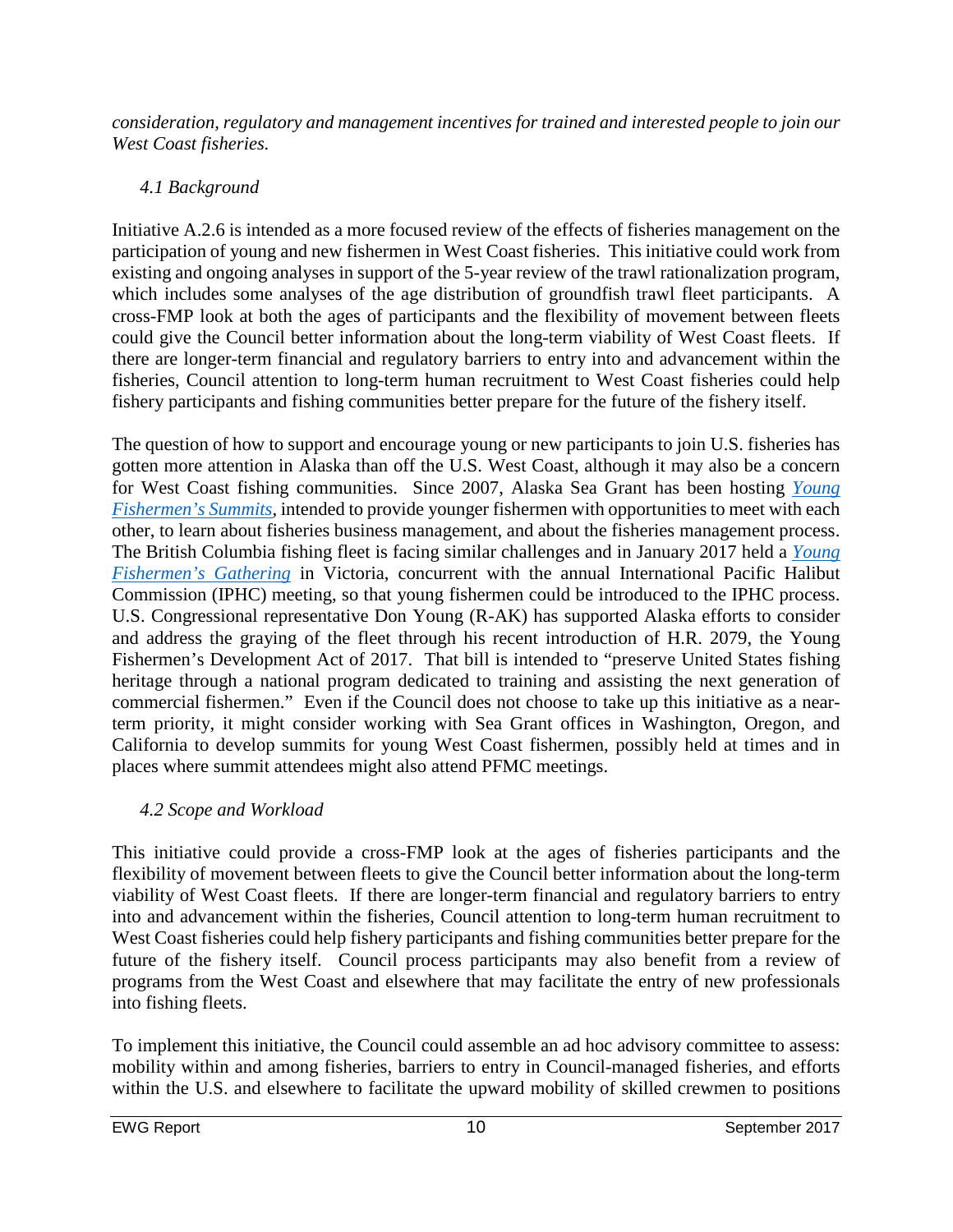*consideration, regulatory and management incentives for trained and interested people to join our West Coast fisheries.*

### *4.1 Background*

Initiative A.2.6 is intended as a more focused review of the effects of fisheries management on the participation of young and new fishermen in West Coast fisheries. This initiative could work from existing and ongoing analyses in support of the 5-year review of the trawl rationalization program, which includes some analyses of the age distribution of groundfish trawl fleet participants. A cross-FMP look at both the ages of participants and the flexibility of movement between fleets could give the Council better information about the long-term viability of West Coast fleets. If there are longer-term financial and regulatory barriers to entry into and advancement within the fisheries, Council attention to long-term human recruitment to West Coast fisheries could help fishery participants and fishing communities better prepare for the future of the fishery itself.

The question of how to support and encourage young or new participants to join U.S. fisheries has gotten more attention in Alaska than off the U.S. West Coast, although it may also be a concern for West Coast fishing communities. Since 2007, Alaska Sea Grant has been hosting *Young Fishermen's Summits*, intended to provide younger fishermen with opportunities to meet with each other, to learn about fisheries business management, and about the fisheries management process. The British Columbia fishing fleet is facing similar challenges and in January 2017 held a *Young Fishermen's Gathering* in Victoria, concurrent with the annual International Pacific Halibut Commission (IPHC) meeting, so that young fishermen could be introduced to the IPHC process. U.S. Congressional representative Don Young (R-AK) has supported Alaska efforts to consider and address the graying of the fleet through his recent introduction of H.R. 2079, the Young Fishermen's Development Act of 2017. That bill is intended to "preserve United States fishing heritage through a national program dedicated to training and assisting the next generation of commercial fishermen." Even if the Council does not choose to take up this initiative as a near-term priority, it might consider working with Sea Grant offices in Washington, Oregon, and California to develop summits for young West Coast fishermen, possibly held at times and in places where summit attendees might also attend PFMC meetings.

### *4.2 Scope and Workload*

This initiative could provide a cross-FMP look at the ages of fisheries participants and the flexibility of movement between fleets to give the Council better information about the long-term viability of West Coast fleets. If there are longer-term financial and regulatory barriers to entry into and advancement within the fisheries, Council attention to long-term human recruitment to West Coast fisheries could help fishery participants and fishing communities better prepare for the future of the fishery itself. Council process participants may also benefit from a review of programs from the West Coast and elsewhere that may facilitate the entry of new professionals into fishing fleets.

To implement this initiative, the Council could assemble an ad hoc advisory committee to assess: mobility within and among fisheries, barriers to entry in Council-managed fisheries, and efforts within the U.S. and elsewhere to facilitate the upward mobility of skilled crewmen to positions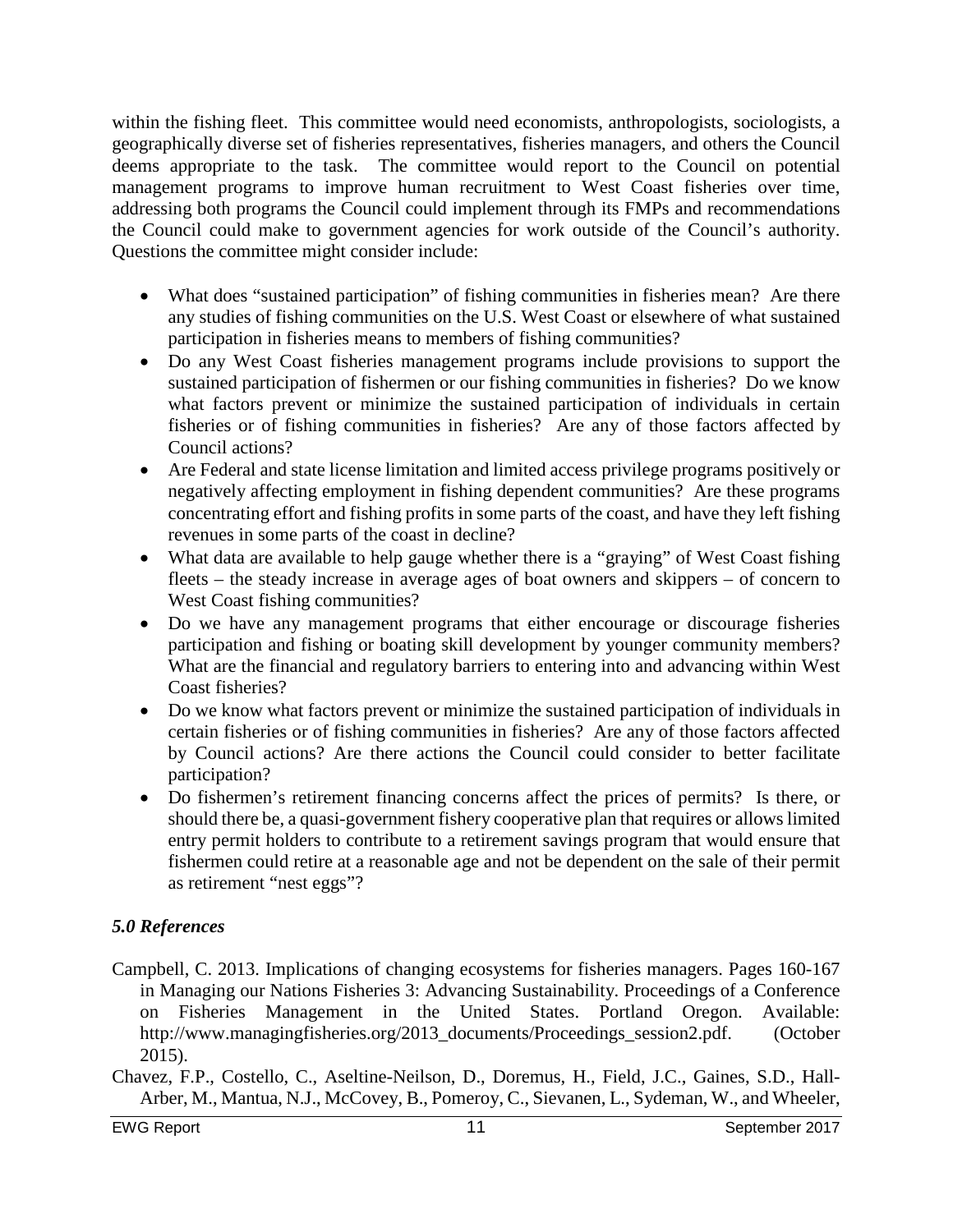within the fishing fleet. This committee would need economists, anthropologists, sociologists, a geographically diverse set of fisheries representatives, fisheries managers, and others the Council deems appropriate to the task. The committee would report to the Council on potential management programs to improve human recruitment to West Coast fisheries over time, addressing both programs the Council could implement through its FMPs and recommendations the Council could make to government agencies for work outside of the Council's authority. Questions the committee might consider include:

- What does "sustained participation" of fishing communities in fisheries mean? Are there any studies of fishing communities on the U.S. West Coast or elsewhere of what sustained participation in fisheries means to members of fishing communities?
- Do any West Coast fisheries management programs include provisions to support the sustained participation of fishermen or our fishing communities in fisheries? Do we know what factors prevent or minimize the sustained participation of individuals in certain fisheries or of fishing communities in fisheries? Are any of those factors affected by Council actions?
- Are Federal and state license limitation and limited access privilege programs positively or negatively affecting employment in fishing dependent communities? Are these programs concentrating effort and fishing profits in some parts of the coast, and have they left fishing revenues in some parts of the coast in decline?
- What data are available to help gauge whether there is a "graying" of West Coast fishing fleets – the steady increase in average ages of boat owners and skippers – of concern to West Coast fishing communities?
- Do we have any management programs that either encourage or discourage fisheries participation and fishing or boating skill development by younger community members? What are the financial and regulatory barriers to entering into and advancing within West Coast fisheries?
- Do we know what factors prevent or minimize the sustained participation of individuals in certain fisheries or of fishing communities in fisheries? Are any of those factors affected by Council actions? Are there actions the Council could consider to better facilitate participation?
- Do fishermen's retirement financing concerns affect the prices of permits? Is there, or should there be, a quasi-government fishery cooperative plan that requires or allows limited entry permit holders to contribute to a retirement savings program that would ensure that fishermen could retire at a reasonable age and not be dependent on the sale of their permit as retirement "nest eggs"?

### *5.0 References*

Campbell, C. 2013. Implications of changing ecosystems for fisheries managers. Pages 160-167 in Managing our Nations Fisheries 3: Advancing Sustainability. Proceedings of a Conference on Fisheries Management in the United States. Portland Oregon. Available: http://www.managingfisheries.org/2013_documents/Proceedings_session2.pdf. (October 2015).

Chavez, F.P., Costello, C., Aseltine-Neilson, D., Doremus, H., Field, J.C., Gaines, S.D., Hall-Arber, M., Mantua, N.J., McCovey, B., Pomeroy, C., Sievanen, L., Sydeman, W., and Wheeler,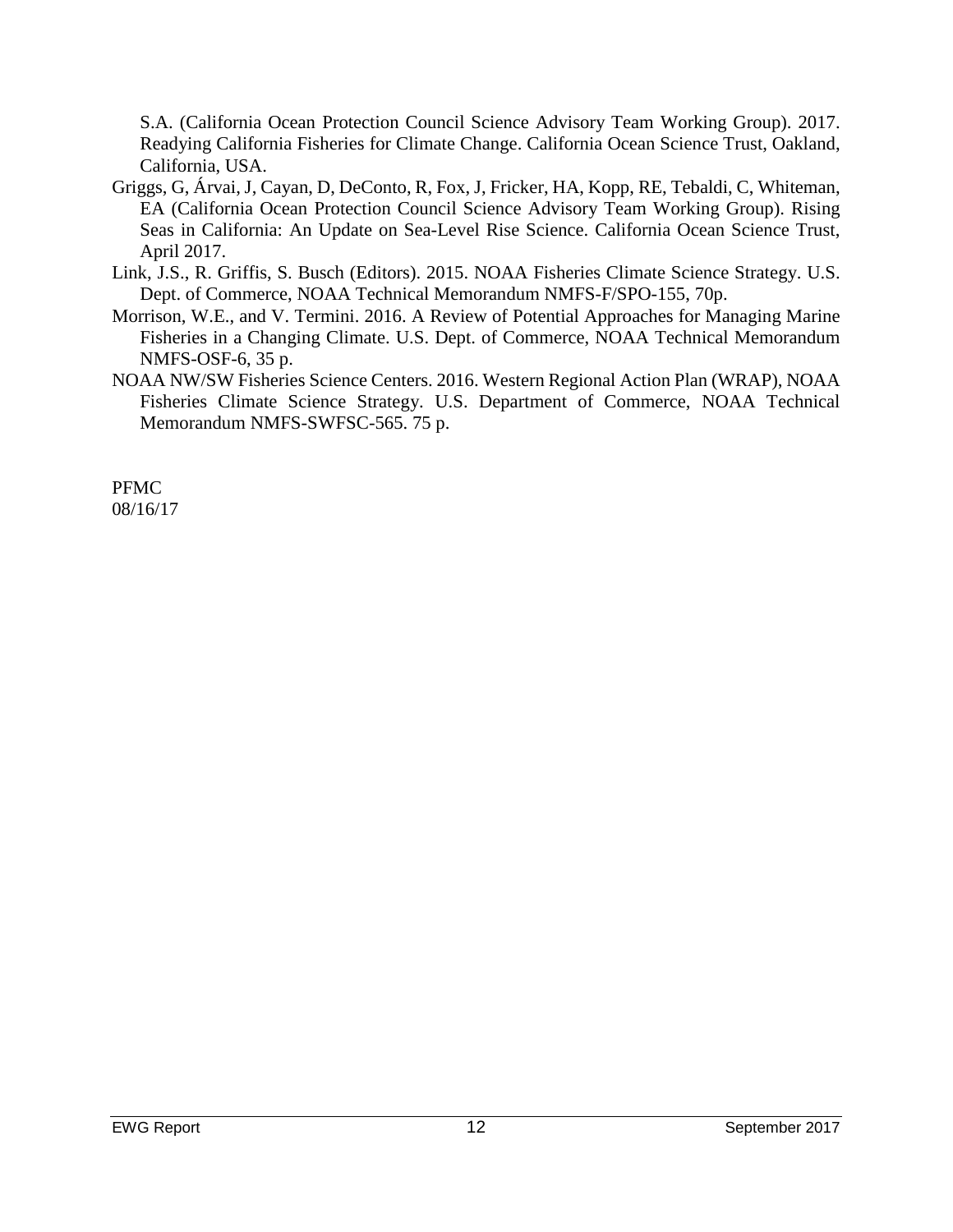S.A. (California Ocean Protection Council Science Advisory Team Working Group). 2017. Readying California Fisheries for Climate Change. California Ocean Science Trust, Oakland, California, USA.

Griggs, G, Árvai, J, Cayan, D, DeConto, R, Fox, J, Fricker, HA, Kopp, RE, Tebaldi, C, Whiteman, EA (California Ocean Protection Council Science Advisory Team Working Group). Rising Seas in California: An Update on Sea-Level Rise Science. California Ocean Science Trust, April 2017.

Link, J.S., R. Griffis, S. Busch (Editors). 2015. NOAA Fisheries Climate Science Strategy. U.S. Dept. of Commerce, NOAA Technical Memorandum NMFS-F/SPO-155, 70p.

Morrison, W.E., and V. Termini. 2016. A Review of Potential Approaches for Managing Marine Fisheries in a Changing Climate. U.S. Dept. of Commerce, NOAA Technical Memorandum NMFS-OSF-6, 35 p.

NOAA NW/SW Fisheries Science Centers. 2016. Western Regional Action Plan (WRAP), NOAA Fisheries Climate Science Strategy. U.S. Department of Commerce, NOAA Technical Memorandum NMFS-SWFSC-565. 75 p.

PFMC
08/16/17